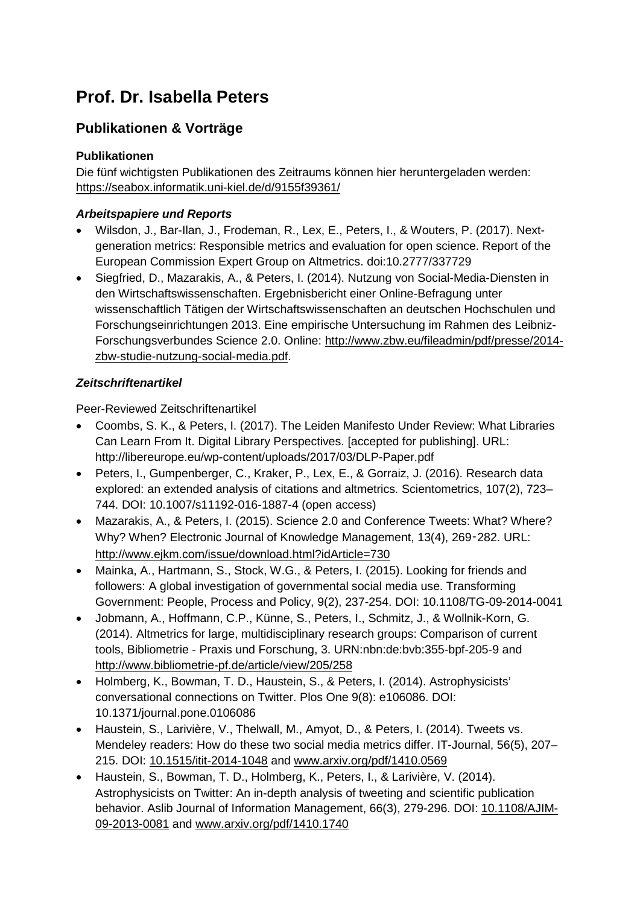# Prof. Dr. Isabella Peters

## Publikationen & Vorträge

### Publikationen

Die fünf wichtigsten Publikationen des Zeitraums können hier heruntergeladen werden: https://seabox.informatik.uni-kiel.de/d/9155f39361/

#### *Arbeitspapiere und Reports*

- Wilsdon, J., Bar-Ilan, J., Frodeman, R., Lex, E., Peters, I., & Wouters, P. (2017). Next-generation metrics: Responsible metrics and evaluation for open science. Report of the European Commission Expert Group on Altmetrics. doi:10.2777/337729
- Siegfried, D., Mazarakis, A., & Peters, I. (2014). Nutzung von Social-Media-Diensten in den Wirtschaftswissenschaften. Ergebnisbericht einer Online-Befragung unter wissenschaftlich Tätigen der Wirtschaftswissenschaften an deutschen Hochschulen und Forschungseinrichtungen 2013. Eine empirische Untersuchung im Rahmen des Leibniz-Forschungsverbundes Science 2.0. Online: http://www.zbw.eu/fileadmin/pdf/presse/2014-zbw-studie-nutzung-social-media.pdf.

#### *Zeitschriftenartikel*

Peer-Reviewed Zeitschriftenartikel

- Coombs, S. K., & Peters, I. (2017). The Leiden Manifesto Under Review: What Libraries Can Learn From It. Digital Library Perspectives. [accepted for publishing]. URL: http://libereurope.eu/wp-content/uploads/2017/03/DLP-Paper.pdf
- Peters, I., Gumpenberger, C., Kraker, P., Lex, E., & Gorraiz, J. (2016). Research data explored: an extended analysis of citations and altmetrics. Scientometrics, 107(2), 723–744. DOI: 10.1007/s11192-016-1887-4 (open access)
- Mazarakis, A., & Peters, I. (2015). Science 2.0 and Conference Tweets: What? Where? Why? When? Electronic Journal of Knowledge Management, 13(4), 269‑282. URL: http://www.ejkm.com/issue/download.html?idArticle=730
- Mainka, A., Hartmann, S., Stock, W.G., & Peters, I. (2015). Looking for friends and followers: A global investigation of governmental social media use. Transforming Government: People, Process and Policy, 9(2), 237-254. DOI: 10.1108/TG-09-2014-0041
- Jobmann, A., Hoffmann, C.P., Künne, S., Peters, I., Schmitz, J., & Wollnik-Korn, G. (2014). Altmetrics for large, multidisciplinary research groups: Comparison of current tools, Bibliometrie - Praxis und Forschung, 3. URN:nbn:de:bvb:355-bpf-205-9 and http://www.bibliometrie-pf.de/article/view/205/258
- Holmberg, K., Bowman, T. D., Haustein, S., & Peters, I. (2014). Astrophysicists' conversational connections on Twitter. Plos One 9(8): e106086. DOI: 10.1371/journal.pone.0106086
- Haustein, S., Larivière, V., Thelwall, M., Amyot, D., & Peters, I. (2014). Tweets vs. Mendeley readers: How do these two social media metrics differ. IT-Journal, 56(5), 207–215. DOI: 10.1515/itit-2014-1048 and www.arxiv.org/pdf/1410.0569
- Haustein, S., Bowman, T. D., Holmberg, K., Peters, I., & Larivière, V. (2014). Astrophysicists on Twitter: An in-depth analysis of tweeting and scientific publication behavior. Aslib Journal of Information Management, 66(3), 279-296. DOI: 10.1108/AJIM-09-2013-0081 and www.arxiv.org/pdf/1410.1740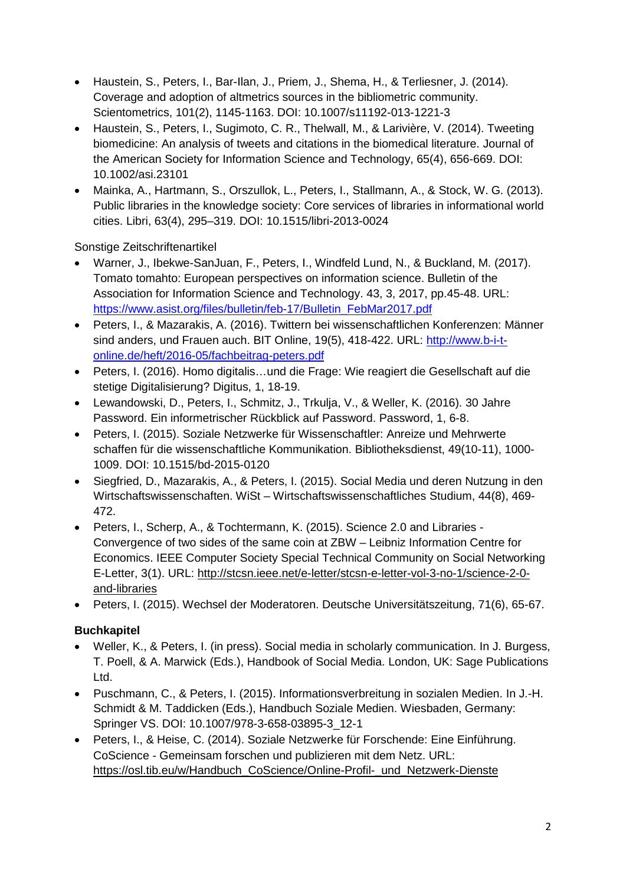- Haustein, S., Peters, I., Bar-Ilan, J., Priem, J., Shema, H., & Terliesner, J. (2014). Coverage and adoption of altmetrics sources in the bibliometric community. Scientometrics, 101(2), 1145-1163. DOI: 10.1007/s11192-013-1221-3
- Haustein, S., Peters, I., Sugimoto, C. R., Thelwall, M., & Larivière, V. (2014). Tweeting biomedicine: An analysis of tweets and citations in the biomedical literature. Journal of the American Society for Information Science and Technology, 65(4), 656-669. DOI: 10.1002/asi.23101
- Mainka, A., Hartmann, S., Orszullok, L., Peters, I., Stallmann, A., & Stock, W. G. (2013). Public libraries in the knowledge society: Core services of libraries in informational world cities. Libri, 63(4), 295–319. DOI: 10.1515/libri-2013-0024

Sonstige Zeitschriftenartikel

- Warner, J., Ibekwe-SanJuan, F., Peters, I., Windfeld Lund, N., & Buckland, M. (2017). Tomato tomahto: European perspectives on information science. Bulletin of the Association for Information Science and Technology. 43, 3, 2017, pp.45-48. URL: https://www.asist.org/files/bulletin/feb-17/Bulletin_FebMar2017.pdf
- Peters, I., & Mazarakis, A. (2016). Twittern bei wissenschaftlichen Konferenzen: Männer sind anders, und Frauen auch. BIT Online, 19(5), 418-422. URL: http://www.b-i-t-online.de/heft/2016-05/fachbeitrag-peters.pdf
- Peters, I. (2016). Homo digitalis…und die Frage: Wie reagiert die Gesellschaft auf die stetige Digitalisierung? Digitus, 1, 18-19.
- Lewandowski, D., Peters, I., Schmitz, J., Trkulja, V., & Weller, K. (2016). 30 Jahre Password. Ein informetrischer Rückblick auf Password. Password, 1, 6-8.
- Peters, I. (2015). Soziale Netzwerke für Wissenschaftler: Anreize und Mehrwerte schaffen für die wissenschaftliche Kommunikation. Bibliotheksdienst, 49(10-11), 1000-1009. DOI: 10.1515/bd-2015-0120
- Siegfried, D., Mazarakis, A., & Peters, I. (2015). Social Media und deren Nutzung in den Wirtschaftswissenschaften. WiSt – Wirtschaftswissenschaftliches Studium, 44(8), 469-472.
- Peters, I., Scherp, A., & Tochtermann, K. (2015). Science 2.0 and Libraries - Convergence of two sides of the same coin at ZBW – Leibniz Information Centre for Economics. IEEE Computer Society Special Technical Community on Social Networking E-Letter, 3(1). URL: http://stcsn.ieee.net/e-letter/stcsn-e-letter-vol-3-no-1/science-2-0-and-libraries
- Peters, I. (2015). Wechsel der Moderatoren. Deutsche Universitätszeitung, 71(6), 65-67.

**Buchkapitel**

- Weller, K., & Peters, I. (in press). Social media in scholarly communication. In J. Burgess, T. Poell, & A. Marwick (Eds.), Handbook of Social Media. London, UK: Sage Publications Ltd.
- Puschmann, C., & Peters, I. (2015). Informationsverbreitung in sozialen Medien. In J.-H. Schmidt & M. Taddicken (Eds.), Handbuch Soziale Medien. Wiesbaden, Germany: Springer VS. DOI: 10.1007/978-3-658-03895-3_12-1
- Peters, I., & Heise, C. (2014). Soziale Netzwerke für Forschende: Eine Einführung. CoScience - Gemeinsam forschen und publizieren mit dem Netz. URL: https://osl.tib.eu/w/Handbuch_CoScience/Online-Profil-_und_Netzwerk-Dienste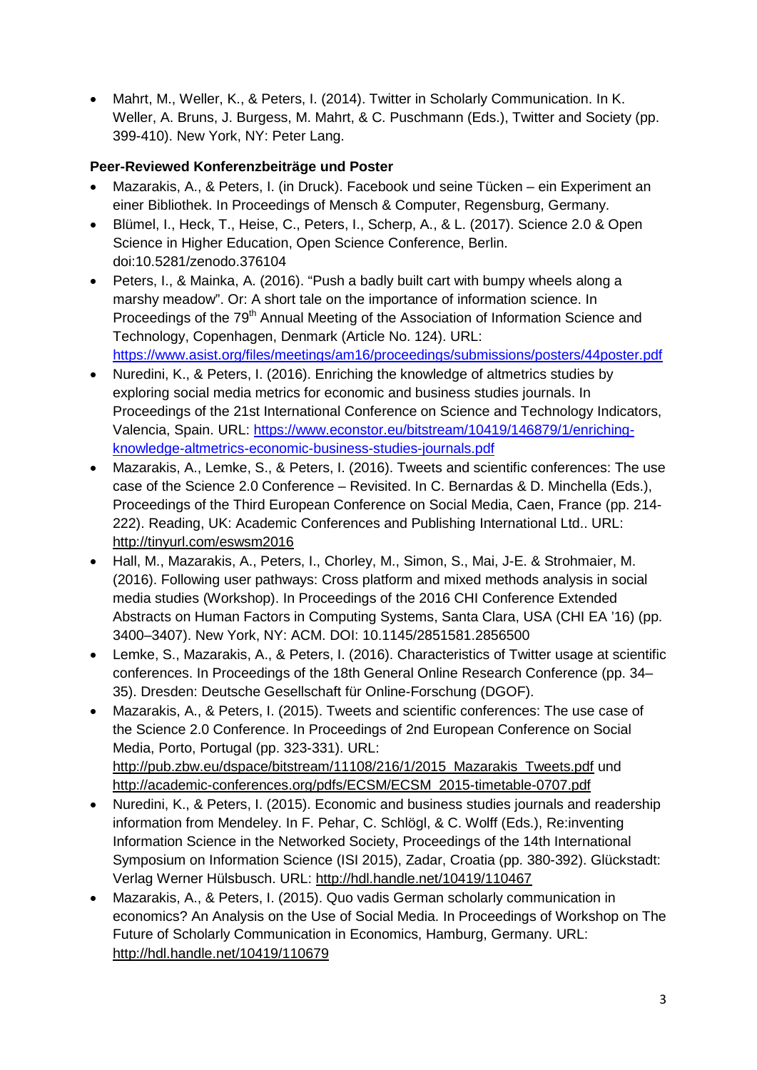- Mahrt, M., Weller, K., & Peters, I. (2014). Twitter in Scholarly Communication. In K. Weller, A. Bruns, J. Burgess, M. Mahrt, & C. Puschmann (Eds.), Twitter and Society (pp. 399-410). New York, NY: Peter Lang.

**Peer-Reviewed Konferenzbeiträge und Poster**

- Mazarakis, A., & Peters, I. (in Druck). Facebook und seine Tücken – ein Experiment an einer Bibliothek. In Proceedings of Mensch & Computer, Regensburg, Germany.
- Blümel, I., Heck, T., Heise, C., Peters, I., Scherp, A., & L. (2017). Science 2.0 & Open Science in Higher Education, Open Science Conference, Berlin. doi:10.5281/zenodo.376104
- Peters, I., & Mainka, A. (2016). "Push a badly built cart with bumpy wheels along a marshy meadow". Or: A short tale on the importance of information science. In Proceedings of the 79th Annual Meeting of the Association of Information Science and Technology, Copenhagen, Denmark (Article No. 124). URL: https://www.asist.org/files/meetings/am16/proceedings/submissions/posters/44poster.pdf
- Nuredini, K., & Peters, I. (2016). Enriching the knowledge of altmetrics studies by exploring social media metrics for economic and business studies journals. In Proceedings of the 21st International Conference on Science and Technology Indicators, Valencia, Spain. URL: https://www.econstor.eu/bitstream/10419/146879/1/enriching-knowledge-altmetrics-economic-business-studies-journals.pdf
- Mazarakis, A., Lemke, S., & Peters, I. (2016). Tweets and scientific conferences: The use case of the Science 2.0 Conference – Revisited. In C. Bernardas & D. Minchella (Eds.), Proceedings of the Third European Conference on Social Media, Caen, France (pp. 214-222). Reading, UK: Academic Conferences and Publishing International Ltd.. URL: http://tinyurl.com/eswsm2016
- Hall, M., Mazarakis, A., Peters, I., Chorley, M., Simon, S., Mai, J-E. & Strohmaier, M. (2016). Following user pathways: Cross platform and mixed methods analysis in social media studies (Workshop). In Proceedings of the 2016 CHI Conference Extended Abstracts on Human Factors in Computing Systems, Santa Clara, USA (CHI EA '16) (pp. 3400–3407). New York, NY: ACM. DOI: 10.1145/2851581.2856500
- Lemke, S., Mazarakis, A., & Peters, I. (2016). Characteristics of Twitter usage at scientific conferences. In Proceedings of the 18th General Online Research Conference (pp. 34–35). Dresden: Deutsche Gesellschaft für Online-Forschung (DGOF).
- Mazarakis, A., & Peters, I. (2015). Tweets and scientific conferences: The use case of the Science 2.0 Conference. In Proceedings of 2nd European Conference on Social Media, Porto, Portugal (pp. 323-331). URL: http://pub.zbw.eu/dspace/bitstream/11108/216/1/2015_Mazarakis_Tweets.pdf und http://academic-conferences.org/pdfs/ECSM/ECSM_2015-timetable-0707.pdf
- Nuredini, K., & Peters, I. (2015). Economic and business studies journals and readership information from Mendeley. In F. Pehar, C. Schlögl, & C. Wolff (Eds.), Re:inventing Information Science in the Networked Society, Proceedings of the 14th International Symposium on Information Science (ISI 2015), Zadar, Croatia (pp. 380-392). Glückstadt: Verlag Werner Hülsbusch. URL: http://hdl.handle.net/10419/110467
- Mazarakis, A., & Peters, I. (2015). Quo vadis German scholarly communication in economics? An Analysis on the Use of Social Media. In Proceedings of Workshop on The Future of Scholarly Communication in Economics, Hamburg, Germany. URL: http://hdl.handle.net/10419/110679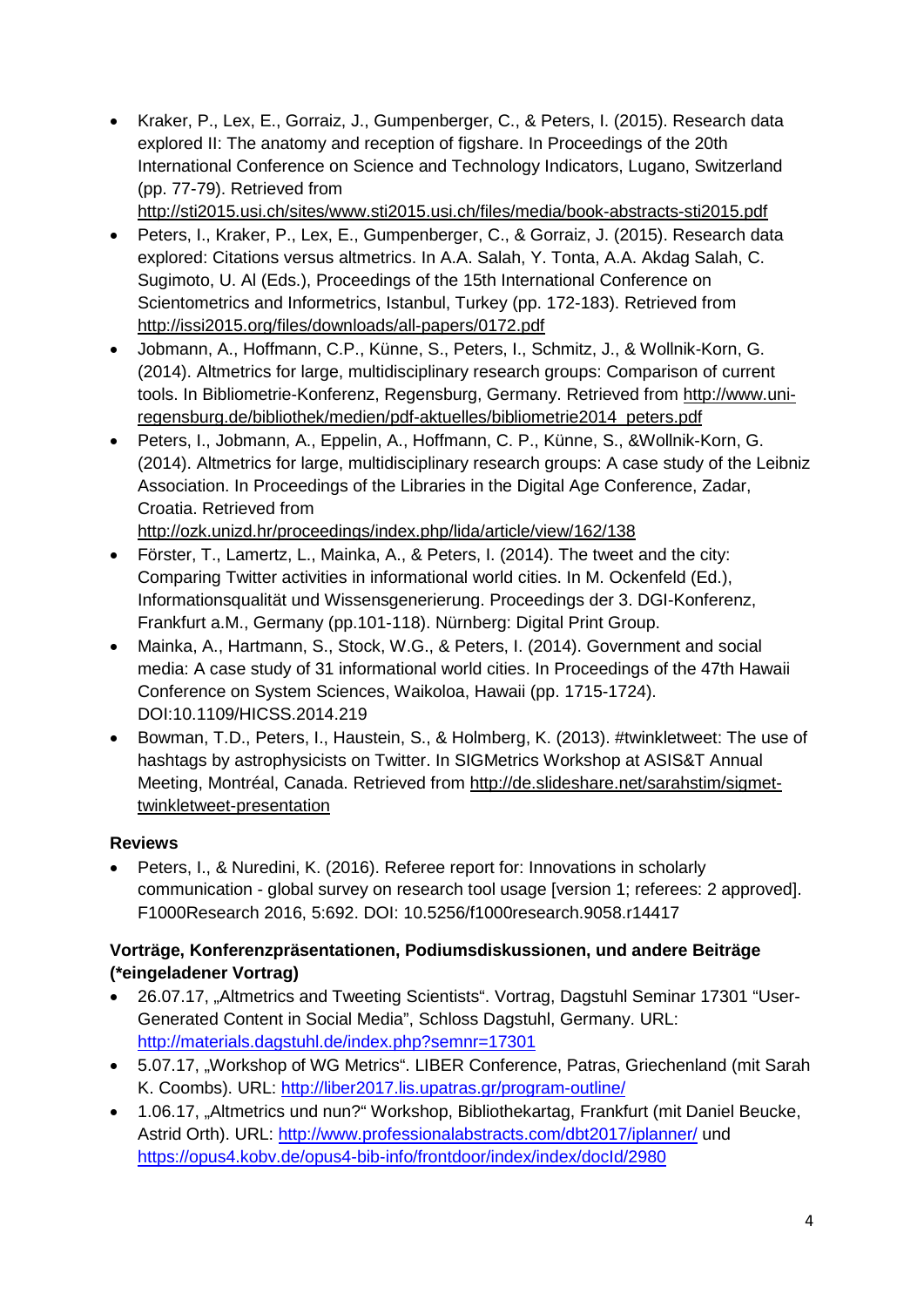- Kraker, P., Lex, E., Gorraiz, J., Gumpenberger, C., & Peters, I. (2015). Research data explored II: The anatomy and reception of figshare. In Proceedings of the 20th International Conference on Science and Technology Indicators, Lugano, Switzerland (pp. 77-79). Retrieved from http://sti2015.usi.ch/sites/www.sti2015.usi.ch/files/media/book-abstracts-sti2015.pdf
- Peters, I., Kraker, P., Lex, E., Gumpenberger, C., & Gorraiz, J. (2015). Research data explored: Citations versus altmetrics. In A.A. Salah, Y. Tonta, A.A. Akdag Salah, C. Sugimoto, U. Al (Eds.), Proceedings of the 15th International Conference on Scientometrics and Informetrics, Istanbul, Turkey (pp. 172-183). Retrieved from http://issi2015.org/files/downloads/all-papers/0172.pdf
- Jobmann, A., Hoffmann, C.P., Künne, S., Peters, I., Schmitz, J., & Wollnik-Korn, G. (2014). Altmetrics for large, multidisciplinary research groups: Comparison of current tools. In Bibliometrie-Konferenz, Regensburg, Germany. Retrieved from http://www.uni-regensburg.de/bibliothek/medien/pdf-aktuelles/bibliometrie2014_peters.pdf
- Peters, I., Jobmann, A., Eppelin, A., Hoffmann, C. P., Künne, S., &Wollnik-Korn, G. (2014). Altmetrics for large, multidisciplinary research groups: A case study of the Leibniz Association. In Proceedings of the Libraries in the Digital Age Conference, Zadar, Croatia. Retrieved from http://ozk.unizd.hr/proceedings/index.php/lida/article/view/162/138
- Förster, T., Lamertz, L., Mainka, A., & Peters, I. (2014). The tweet and the city: Comparing Twitter activities in informational world cities. In M. Ockenfeld (Ed.), Informationsqualität und Wissensgenerierung. Proceedings der 3. DGI-Konferenz, Frankfurt a.M., Germany (pp.101-118). Nürnberg: Digital Print Group.
- Mainka, A., Hartmann, S., Stock, W.G., & Peters, I. (2014). Government and social media: A case study of 31 informational world cities. In Proceedings of the 47th Hawaii Conference on System Sciences, Waikoloa, Hawaii (pp. 1715-1724). DOI:10.1109/HICSS.2014.219
- Bowman, T.D., Peters, I., Haustein, S., & Holmberg, K. (2013). #twinkletweet: The use of hashtags by astrophysicists on Twitter. In SIGMetrics Workshop at ASIS&T Annual Meeting, Montréal, Canada. Retrieved from http://de.slideshare.net/sarahstim/sigmet-twinkletweet-presentation

### Reviews

- Peters, I., & Nuredini, K. (2016). Referee report for: Innovations in scholarly communication - global survey on research tool usage [version 1; referees: 2 approved]. F1000Research 2016, 5:692. DOI: 10.5256/f1000research.9058.r14417

### Vorträge, Konferenzpräsentationen, Podiumsdiskussionen, und andere Beiträge (*eingeladener Vortrag)

- 26.07.17, „Altmetrics and Tweeting Scientists“. Vortrag, Dagstuhl Seminar 17301 “User-Generated Content in Social Media”, Schloss Dagstuhl, Germany. URL: http://materials.dagstuhl.de/index.php?semnr=17301
- 5.07.17, „Workshop of WG Metrics“. LIBER Conference, Patras, Griechenland (mit Sarah K. Coombs). URL: http://liber2017.lis.upatras.gr/program-outline/
- 1.06.17, „Altmetrics und nun?“ Workshop, Bibliothekartag, Frankfurt (mit Daniel Beucke, Astrid Orth). URL: http://www.professionalabstracts.com/dbt2017/iplanner/ und https://opus4.kobv.de/opus4-bib-info/frontdoor/index/index/docId/2980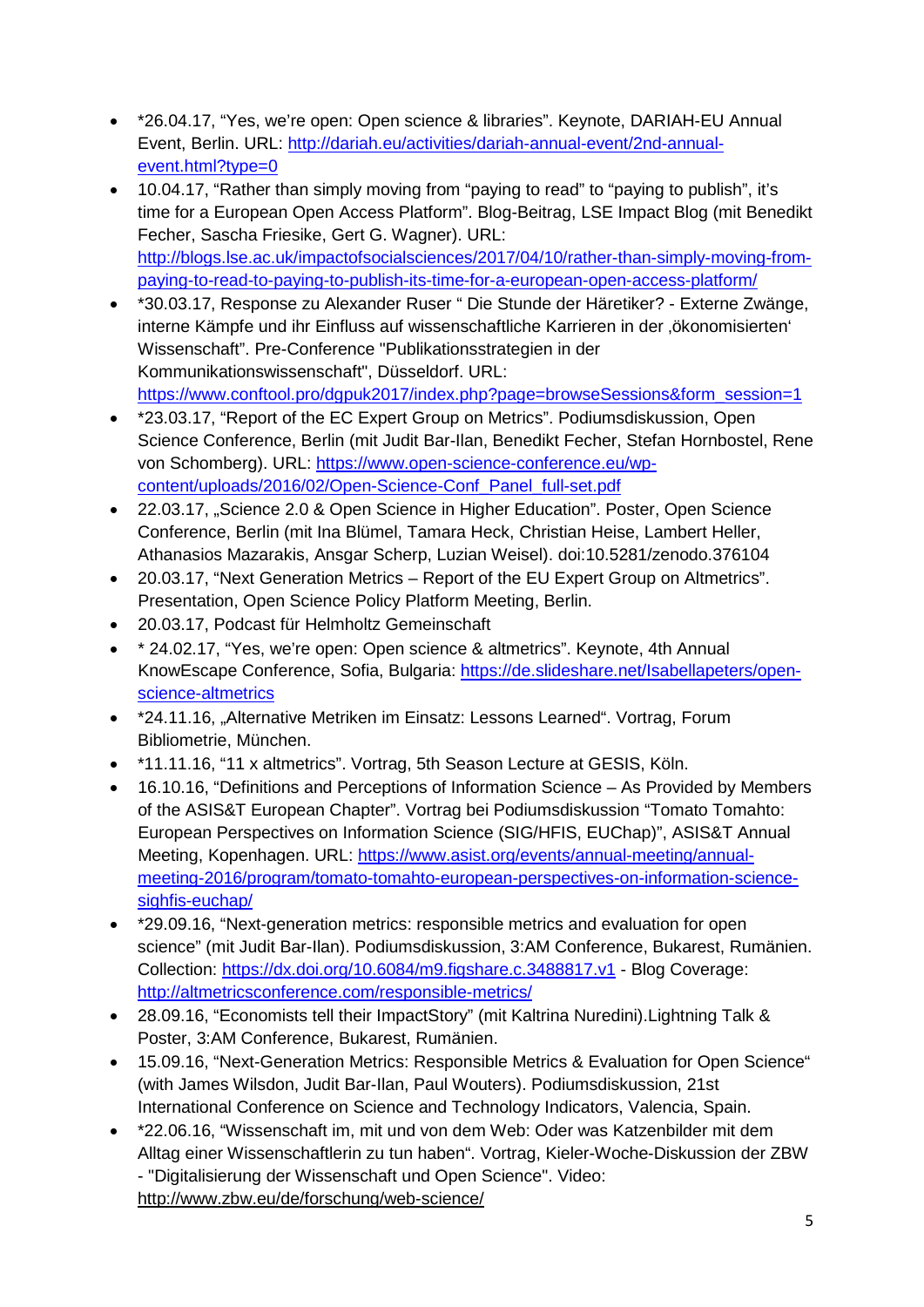- *26.04.17, "Yes, we're open: Open science & libraries". Keynote, DARIAH-EU Annual Event, Berlin. URL: http://dariah.eu/activities/dariah-annual-event/2nd-annual-event.html?type=0
- 10.04.17, "Rather than simply moving from "paying to read" to "paying to publish", it's time for a European Open Access Platform". Blog-Beitrag, LSE Impact Blog (mit Benedikt Fecher, Sascha Friesike, Gert G. Wagner). URL: http://blogs.lse.ac.uk/impactofsocialsciences/2017/04/10/rather-than-simply-moving-from-paying-to-read-to-paying-to-publish-its-time-for-a-european-open-access-platform/
- *30.03.17, Response zu Alexander Ruser " Die Stunde der Häretiker? - Externe Zwänge, interne Kämpfe und ihr Einfluss auf wissenschaftliche Karrieren in der ‚ökonomisierten' Wissenschaft". Pre-Conference "Publikationsstrategien in der Kommunikationswissenschaft", Düsseldorf. URL: https://www.conftool.pro/dgpuk2017/index.php?page=browseSessions&form_session=1
- *23.03.17, "Report of the EC Expert Group on Metrics". Podiumsdiskussion, Open Science Conference, Berlin (mit Judit Bar-Ilan, Benedikt Fecher, Stefan Hornbostel, Rene von Schomberg). URL: https://www.open-science-conference.eu/wp-content/uploads/2016/02/Open-Science-Conf_Panel_full-set.pdf
- 22.03.17, „Science 2.0 & Open Science in Higher Education". Poster, Open Science Conference, Berlin (mit Ina Blümel, Tamara Heck, Christian Heise, Lambert Heller, Athanasios Mazarakis, Ansgar Scherp, Luzian Weisel). doi:10.5281/zenodo.376104
- 20.03.17, "Next Generation Metrics – Report of the EU Expert Group on Altmetrics". Presentation, Open Science Policy Platform Meeting, Berlin.
- 20.03.17, Podcast für Helmholtz Gemeinschaft
- * 24.02.17, "Yes, we're open: Open science & altmetrics". Keynote, 4th Annual KnowEscape Conference, Sofia, Bulgaria: https://de.slideshare.net/Isabellapeters/open-science-altmetrics
- *24.11.16, „Alternative Metriken im Einsatz: Lessons Learned". Vortrag, Forum Bibliometrie, München.
- *11.11.16, "11 x altmetrics". Vortrag, 5th Season Lecture at GESIS, Köln.
- 16.10.16, "Definitions and Perceptions of Information Science – As Provided by Members of the ASIS&T European Chapter". Vortrag bei Podiumsdiskussion "Tomato Tomahto: European Perspectives on Information Science (SIG/HFIS, EUChap)", ASIS&T Annual Meeting, Kopenhagen. URL: https://www.asist.org/events/annual-meeting/annual-meeting-2016/program/tomato-tomahto-european-perspectives-on-information-science-sighfis-euchap/
- *29.09.16, "Next-generation metrics: responsible metrics and evaluation for open science" (mit Judit Bar-Ilan). Podiumsdiskussion, 3:AM Conference, Bukarest, Rumänien. Collection: https://dx.doi.org/10.6084/m9.figshare.c.3488817.v1 - Blog Coverage: http://altmetricsconference.com/responsible-metrics/
- 28.09.16, "Economists tell their ImpactStory" (mit Kaltrina Nuredini).Lightning Talk & Poster, 3:AM Conference, Bukarest, Rumänien.
- 15.09.16, "Next-Generation Metrics: Responsible Metrics & Evaluation for Open Science" (with James Wilsdon, Judit Bar-Ilan, Paul Wouters). Podiumsdiskussion, 21st International Conference on Science and Technology Indicators, Valencia, Spain.
- *22.06.16, "Wissenschaft im, mit und von dem Web: Oder was Katzenbilder mit dem Alltag einer Wissenschaftlerin zu tun haben". Vortrag, Kieler-Woche-Diskussion der ZBW - "Digitalisierung der Wissenschaft und Open Science". Video: http://www.zbw.eu/de/forschung/web-science/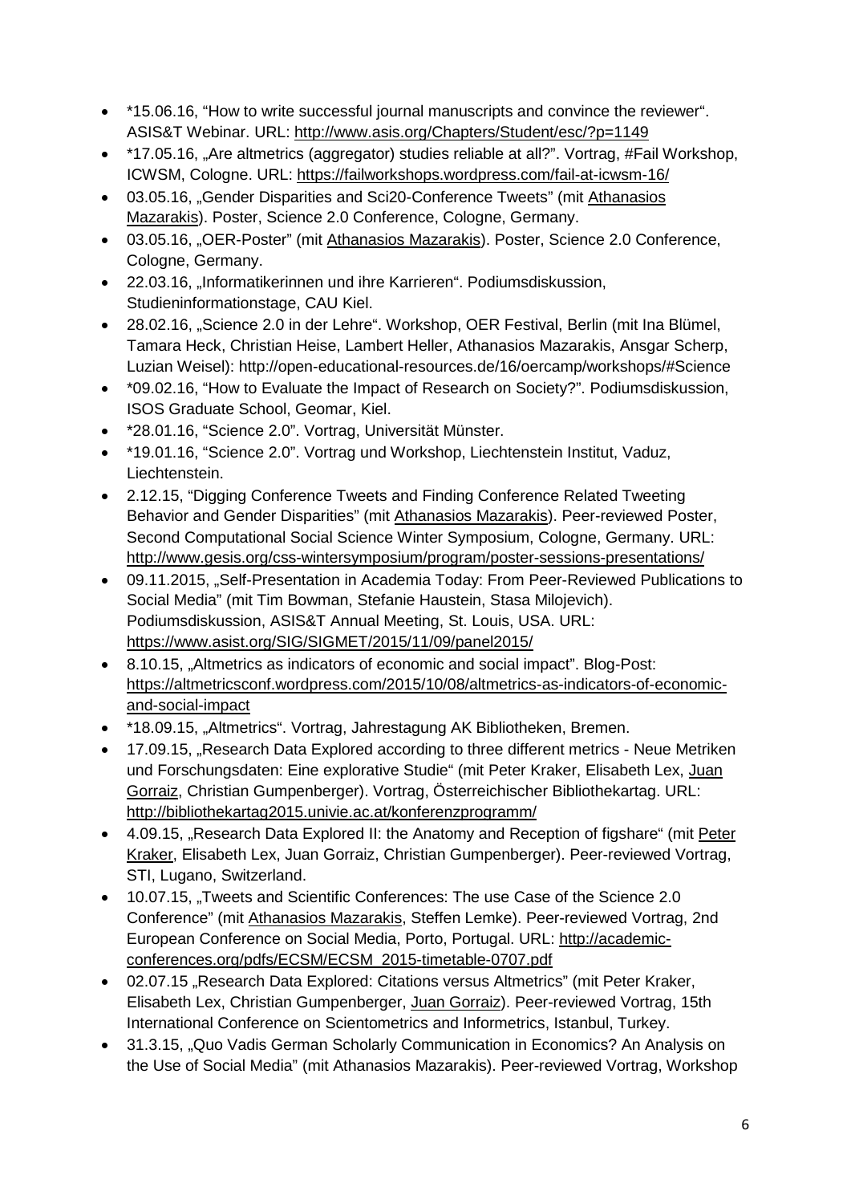- *15.06.16, “How to write successful journal manuscripts and convince the reviewer“. ASIS&T Webinar. URL: http://www.asis.org/Chapters/Student/esc/?p=1149
- *17.05.16, „Are altmetrics (aggregator) studies reliable at all?”. Vortrag, #Fail Workshop, ICWSM, Cologne. URL: https://failworkshops.wordpress.com/fail-at-icwsm-16/
- 03.05.16, „Gender Disparities and Sci20-Conference Tweets” (mit Athanasios Mazarakis). Poster, Science 2.0 Conference, Cologne, Germany.
- 03.05.16, „OER-Poster” (mit Athanasios Mazarakis). Poster, Science 2.0 Conference, Cologne, Germany.
- 22.03.16, „Informatikerinnen und ihre Karrieren“. Podiumsdiskussion, Studieninformationstage, CAU Kiel.
- 28.02.16, „Science 2.0 in der Lehre“. Workshop, OER Festival, Berlin (mit Ina Blümel, Tamara Heck, Christian Heise, Lambert Heller, Athanasios Mazarakis, Ansgar Scherp, Luzian Weisel): http://open-educational-resources.de/16/oercamp/workshops/#Science
- *09.02.16, “How to Evaluate the Impact of Research on Society?”. Podiumsdiskussion, ISOS Graduate School, Geomar, Kiel.
- *28.01.16, “Science 2.0”. Vortrag, Universität Münster.
- *19.01.16, “Science 2.0”. Vortrag und Workshop, Liechtenstein Institut, Vaduz, Liechtenstein.
- 2.12.15, “Digging Conference Tweets and Finding Conference Related Tweeting Behavior and Gender Disparities” (mit Athanasios Mazarakis). Peer-reviewed Poster, Second Computational Social Science Winter Symposium, Cologne, Germany. URL: http://www.gesis.org/css-wintersymposium/program/poster-sessions-presentations/
- 09.11.2015, „Self-Presentation in Academia Today: From Peer-Reviewed Publications to Social Media” (mit Tim Bowman, Stefanie Haustein, Stasa Milojevich). Podiumsdiskussion, ASIS&T Annual Meeting, St. Louis, USA. URL: https://www.asist.org/SIG/SIGMET/2015/11/09/panel2015/
- 8.10.15, „Altmetrics as indicators of economic and social impact”. Blog-Post: https://altmetricsconf.wordpress.com/2015/10/08/altmetrics-as-indicators-of-economic-and-social-impact
- *18.09.15, „Altmetrics“. Vortrag, Jahrestagung AK Bibliotheken, Bremen.
- 17.09.15, „Research Data Explored according to three different metrics - Neue Metriken und Forschungsdaten: Eine explorative Studie“ (mit Peter Kraker, Elisabeth Lex, Juan Gorraiz, Christian Gumpenberger). Vortrag, Österreichischer Bibliothekartag. URL: http://bibliothekartag2015.univie.ac.at/konferenzprogramm/
- 4.09.15, „Research Data Explored II: the Anatomy and Reception of figshare“ (mit Peter Kraker, Elisabeth Lex, Juan Gorraiz, Christian Gumpenberger). Peer-reviewed Vortrag, STI, Lugano, Switzerland.
- 10.07.15, „Tweets and Scientific Conferences: The use Case of the Science 2.0 Conference” (mit Athanasios Mazarakis, Steffen Lemke). Peer-reviewed Vortrag, 2nd European Conference on Social Media, Porto, Portugal. URL: http://academic-conferences.org/pdfs/ECSM/ECSM_2015-timetable-0707.pdf
- 02.07.15 „Research Data Explored: Citations versus Altmetrics” (mit Peter Kraker, Elisabeth Lex, Christian Gumpenberger, Juan Gorraiz). Peer-reviewed Vortrag, 15th International Conference on Scientometrics and Informetrics, Istanbul, Turkey.
- 31.3.15, „Quo Vadis German Scholarly Communication in Economics? An Analysis on the Use of Social Media” (mit Athanasios Mazarakis). Peer-reviewed Vortrag, Workshop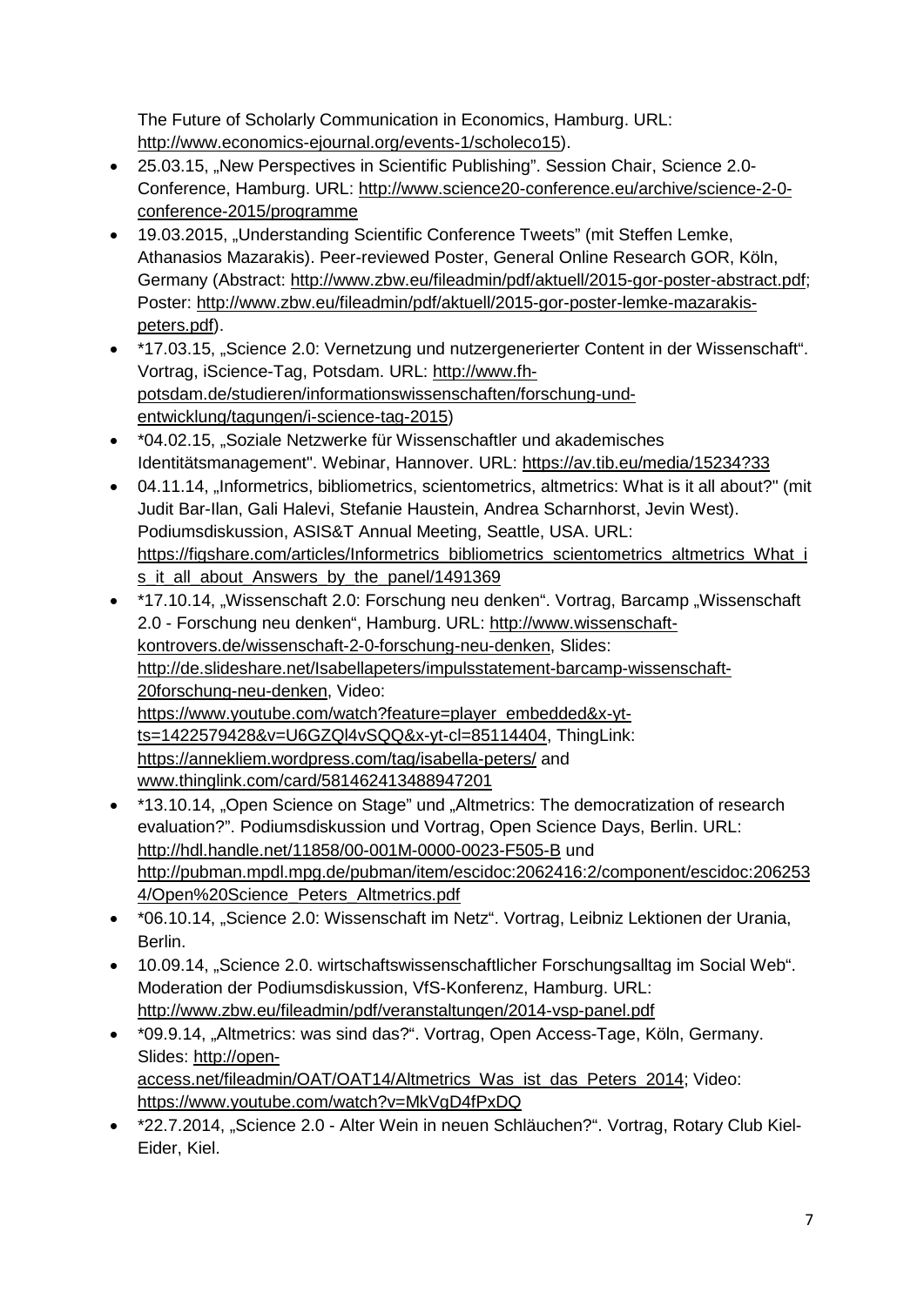The Future of Scholarly Communication in Economics, Hamburg. URL: http://www.economics-ejournal.org/events-1/scholeco15).

- 25.03.15, „New Perspectives in Scientific Publishing". Session Chair, Science 2.0-Conference, Hamburg. URL: http://www.science20-conference.eu/archive/science-2-0-conference-2015/programme
- 19.03.2015, „Understanding Scientific Conference Tweets" (mit Steffen Lemke, Athanasios Mazarakis). Peer-reviewed Poster, General Online Research GOR, Köln, Germany (Abstract: http://www.zbw.eu/fileadmin/pdf/aktuell/2015-gor-poster-abstract.pdf; Poster: http://www.zbw.eu/fileadmin/pdf/aktuell/2015-gor-poster-lemke-mazarakis-peters.pdf).
- *17.03.15, „Science 2.0: Vernetzung und nutzergenerierter Content in der Wissenschaft". Vortrag, iScience-Tag, Potsdam. URL: http://www.fh-potsdam.de/studieren/informationswissenschaften/forschung-und-entwicklung/tagungen/i-science-tag-2015)
- *04.02.15, „Soziale Netzwerke für Wissenschaftler und akademisches Identitätsmanagement". Webinar, Hannover. URL: https://av.tib.eu/media/15234?33
- 04.11.14, „Informetrics, bibliometrics, scientometrics, altmetrics: What is it all about?" (mit Judit Bar-Ilan, Gali Halevi, Stefanie Haustein, Andrea Scharnhorst, Jevin West). Podiumsdiskussion, ASIS&T Annual Meeting, Seattle, USA. URL: https://figshare.com/articles/Informetrics_bibliometrics_scientometrics_altmetrics_What_is_it_all_about_Answers_by_the_panel/1491369
- *17.10.14, „Wissenschaft 2.0: Forschung neu denken". Vortrag, Barcamp „Wissenschaft 2.0 - Forschung neu denken", Hamburg. URL: http://www.wissenschaft-kontrovers.de/wissenschaft-2-0-forschung-neu-denken, Slides: http://de.slideshare.net/Isabellapeters/impulsstatement-barcamp-wissenschaft-20forschung-neu-denken, Video: https://www.youtube.com/watch?feature=player_embedded&x-yt-ts=1422579428&v=U6GZQl4vSQQ&x-yt-cl=85114404, ThingLink: https://annekliem.wordpress.com/tag/isabella-peters/ and www.thinglink.com/card/581462413488947201
- *13.10.14, „Open Science on Stage" und „Altmetrics: The democratization of research evaluation?". Podiumsdiskussion und Vortrag, Open Science Days, Berlin. URL: http://hdl.handle.net/11858/00-001M-0000-0023-F505-B und http://pubman.mpdl.mpg.de/pubman/item/escidoc:2062416:2/component/escidoc:2062534/Open%20Science_Peters_Altmetrics.pdf
- *06.10.14, „Science 2.0: Wissenschaft im Netz". Vortrag, Leibniz Lektionen der Urania, Berlin.
- 10.09.14, „Science 2.0. wirtschaftswissenschaftlicher Forschungsalltag im Social Web". Moderation der Podiumsdiskussion, VfS-Konferenz, Hamburg. URL: http://www.zbw.eu/fileadmin/pdf/veranstaltungen/2014-vsp-panel.pdf
- *09.9.14, „Altmetrics: was sind das?". Vortrag, Open Access-Tage, Köln, Germany. Slides: http://open-access.net/fileadmin/OAT/OAT14/Altmetrics_Was_ist_das_Peters_2014; Video: https://www.youtube.com/watch?v=MkVgD4fPxDQ
- *22.7.2014, „Science 2.0 - Alter Wein in neuen Schläuchen?". Vortrag, Rotary Club Kiel-Eider, Kiel.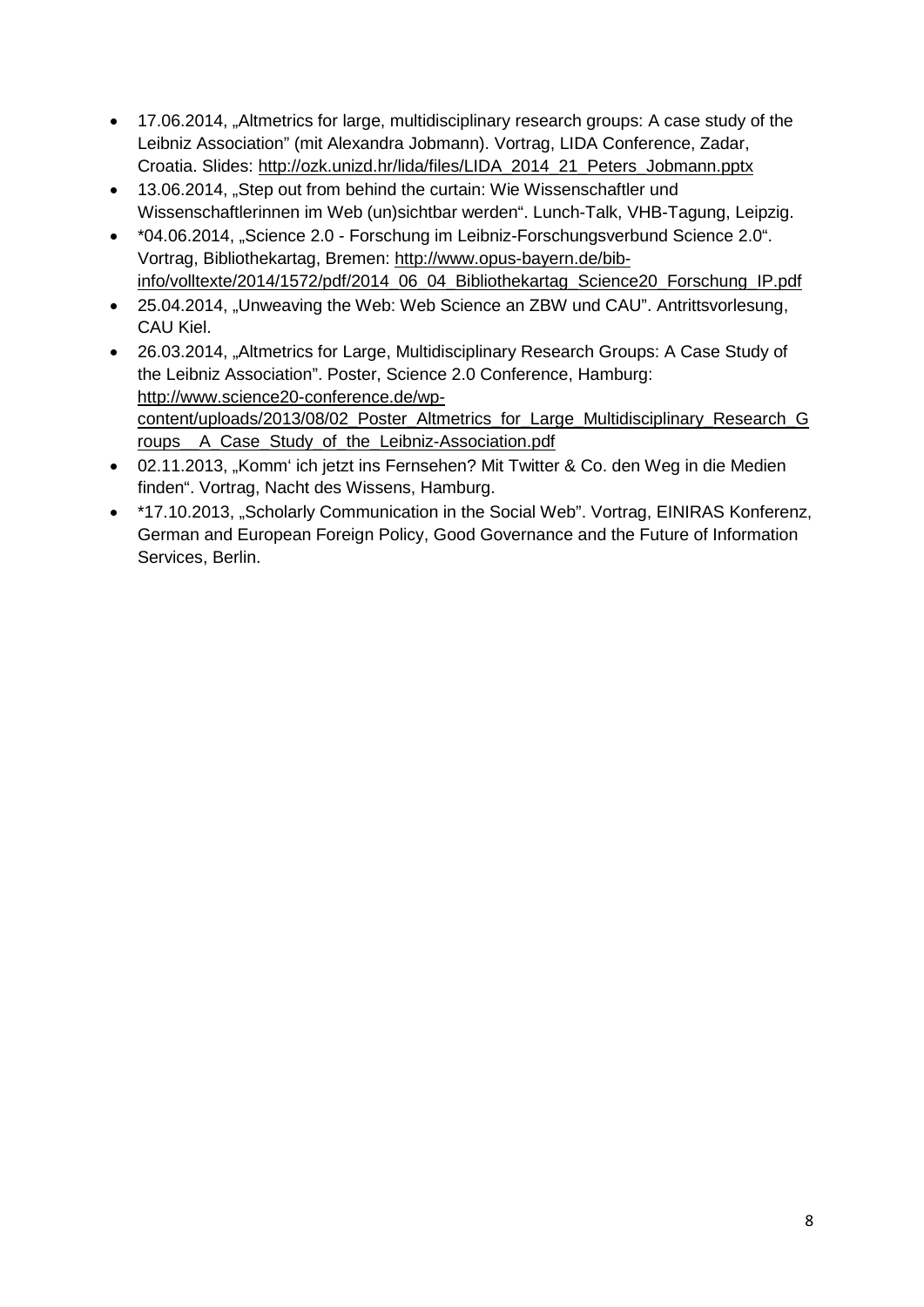- 17.06.2014, „Altmetrics for large, multidisciplinary research groups: A case study of the Leibniz Association" (mit Alexandra Jobmann). Vortrag, LIDA Conference, Zadar, Croatia. Slides: http://ozk.unizd.hr/lida/files/LIDA_2014_21_Peters_Jobmann.pptx
- 13.06.2014, „Step out from behind the curtain: Wie Wissenschaftler und Wissenschaftlerinnen im Web (un)sichtbar werden". Lunch-Talk, VHB-Tagung, Leipzig.
- *04.06.2014, „Science 2.0 - Forschung im Leibniz-Forschungsverbund Science 2.0". Vortrag, Bibliothekartag, Bremen: http://www.opus-bayern.de/bib-info/volltexte/2014/1572/pdf/2014_06_04_Bibliothekartag_Science20_Forschung_IP.pdf
- 25.04.2014, „Unweaving the Web: Web Science an ZBW und CAU". Antrittsvorlesung, CAU Kiel.
- 26.03.2014, „Altmetrics for Large, Multidisciplinary Research Groups: A Case Study of the Leibniz Association". Poster, Science 2.0 Conference, Hamburg: http://www.science20-conference.de/wp-content/uploads/2013/08/02_Poster_Altmetrics_for_Large_Multidisciplinary_Research_Groups__A_Case_Study_of_the_Leibniz-Association.pdf
- 02.11.2013, „Komm' ich jetzt ins Fernsehen? Mit Twitter & Co. den Weg in die Medien finden". Vortrag, Nacht des Wissens, Hamburg.
- *17.10.2013, „Scholarly Communication in the Social Web". Vortrag, EINIRAS Konferenz, German and European Foreign Policy, Good Governance and the Future of Information Services, Berlin.